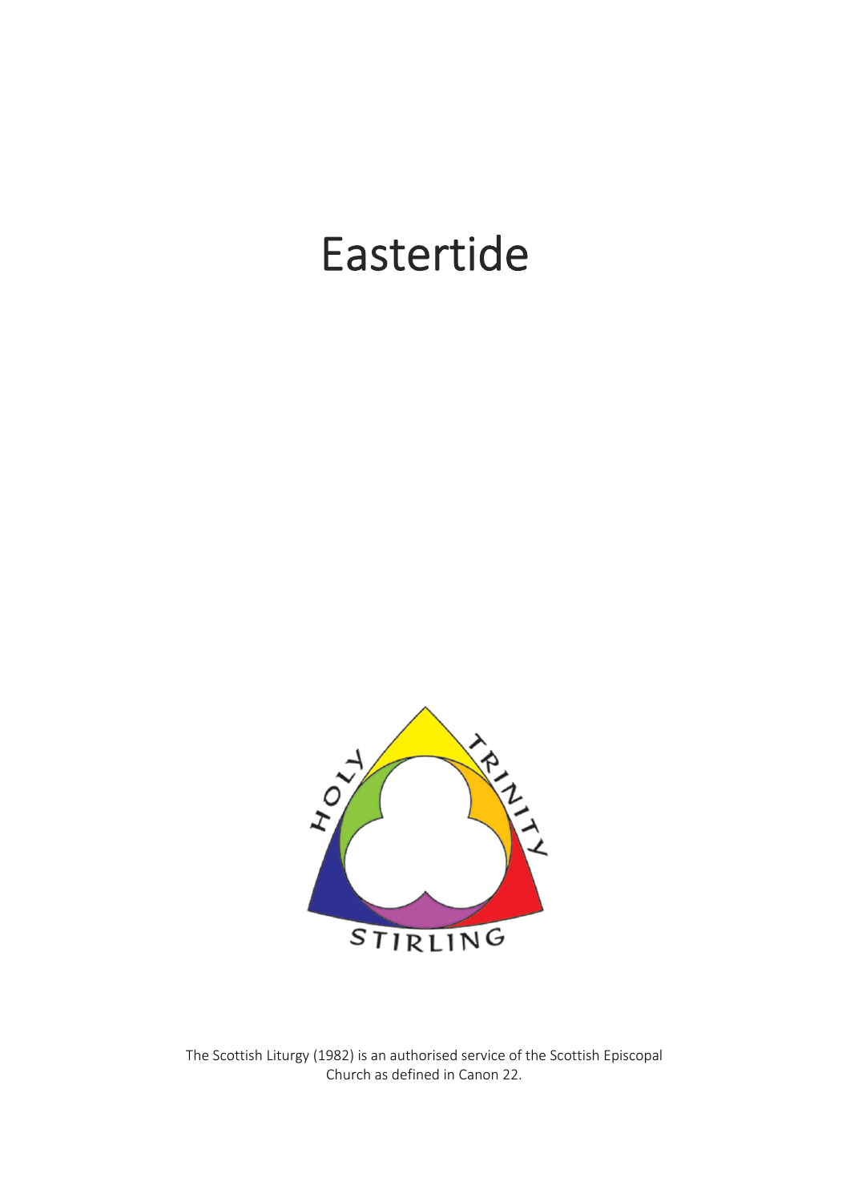# Eastertide

HOLY TRINITY STIRLING

The Scottish Liturgy (1982) is an authorised service of the Scottish Episcopal Church as defined in Canon 22.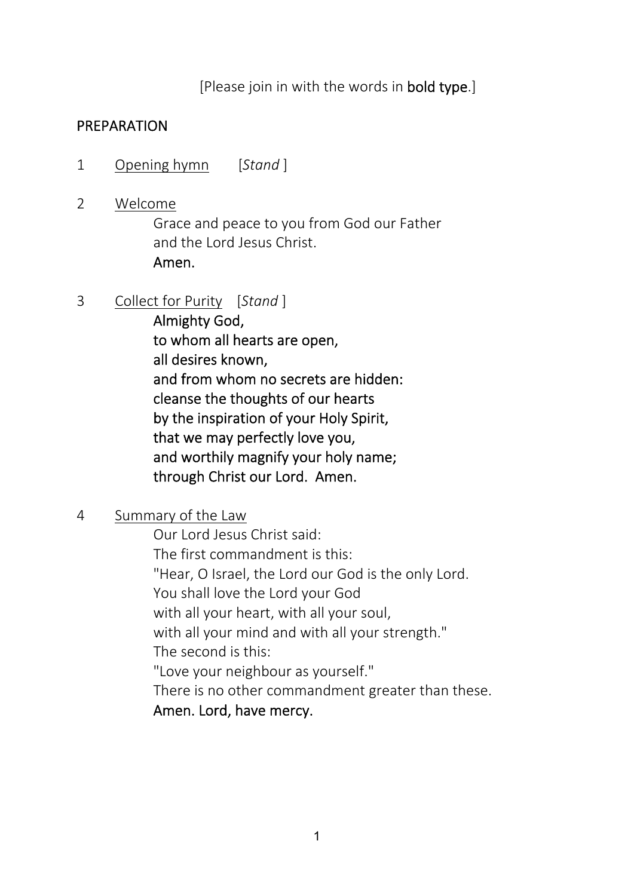[Please join in with the words in **bold type**.]

## PREPARATION

1 <u>Opening hymn</u> [*Stand* ]

2 <u>Welcome</u>

Grace and peace to you from God our Father
and the Lord Jesus Christ.
**Amen.**

3 <u>Collect for Purity</u> [*Stand* ]

**Almighty God,**
**to whom all hearts are open,**
**all desires known,**
**and from whom no secrets are hidden:**
**cleanse the thoughts of our hearts**
**by the inspiration of your Holy Spirit,**
**that we may perfectly love you,**
**and worthily magnify your holy name;**
**through Christ our Lord. Amen.**

4 <u>Summary of the Law</u>

Our Lord Jesus Christ said:
The first commandment is this:
"Hear, O Israel, the Lord our God is the only Lord.
You shall love the Lord your God
with all your heart, with all your soul,
with all your mind and with all your strength."
The second is this:
"Love your neighbour as yourself."
There is no other commandment greater than these.
**Amen. Lord, have mercy.**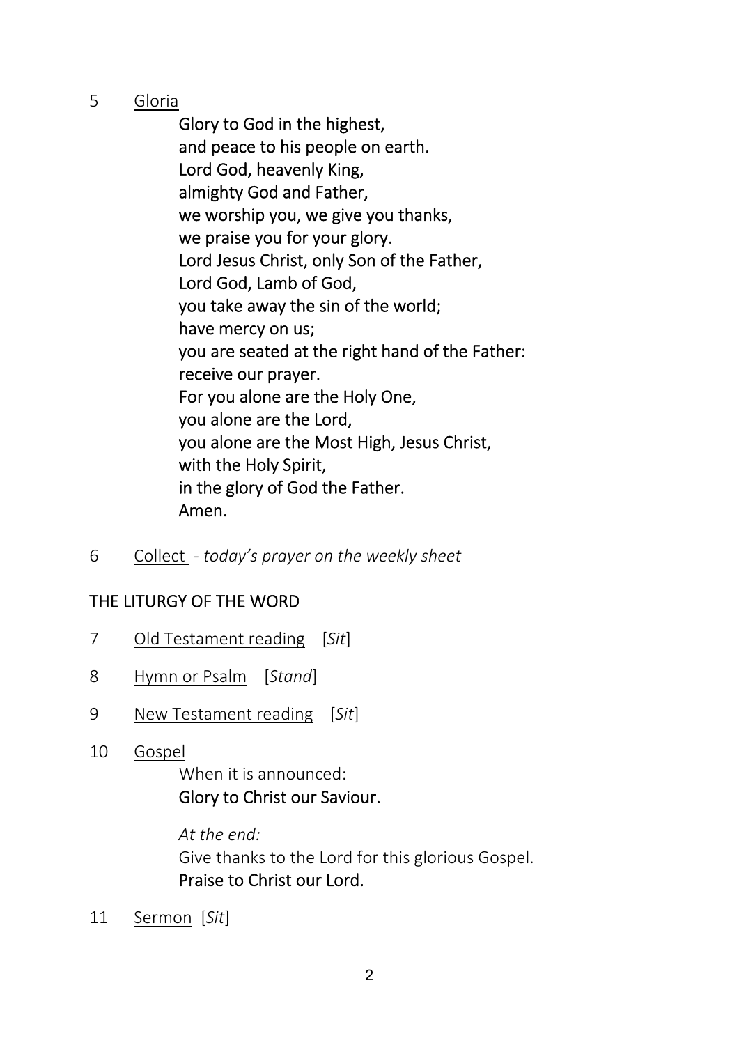5 <u>Gloria</u>

**Glory to God in the highest,**
**and peace to his people on earth.**
**Lord God, heavenly King,**
**almighty God and Father,**
**we worship you, we give you thanks,**
**we praise you for your glory.**
**Lord Jesus Christ, only Son of the Father,**
**Lord God, Lamb of God,**
**you take away the sin of the world;**
**have mercy on us;**
**you are seated at the right hand of the Father:**
**receive our prayer.**
**For you alone are the Holy One,**
**you alone are the Lord,**
**you alone are the Most High, Jesus Christ,**
**with the Holy Spirit,**
**in the glory of God the Father.**
**Amen.**

6 <u>Collect</u> - *today's prayer on the weekly sheet*

## THE LITURGY OF THE WORD

7 <u>Old Testament reading</u> [*Sit*]

8 <u>Hymn or Psalm</u> [*Stand*]

9 <u>New Testament reading</u> [*Sit*]

10 <u>Gospel</u>

When it is announced:
**Glory to Christ our Saviour.**

*At the end:*
Give thanks to the Lord for this glorious Gospel.
**Praise to Christ our Lord.**

11 <u>Sermon</u> [*Sit*]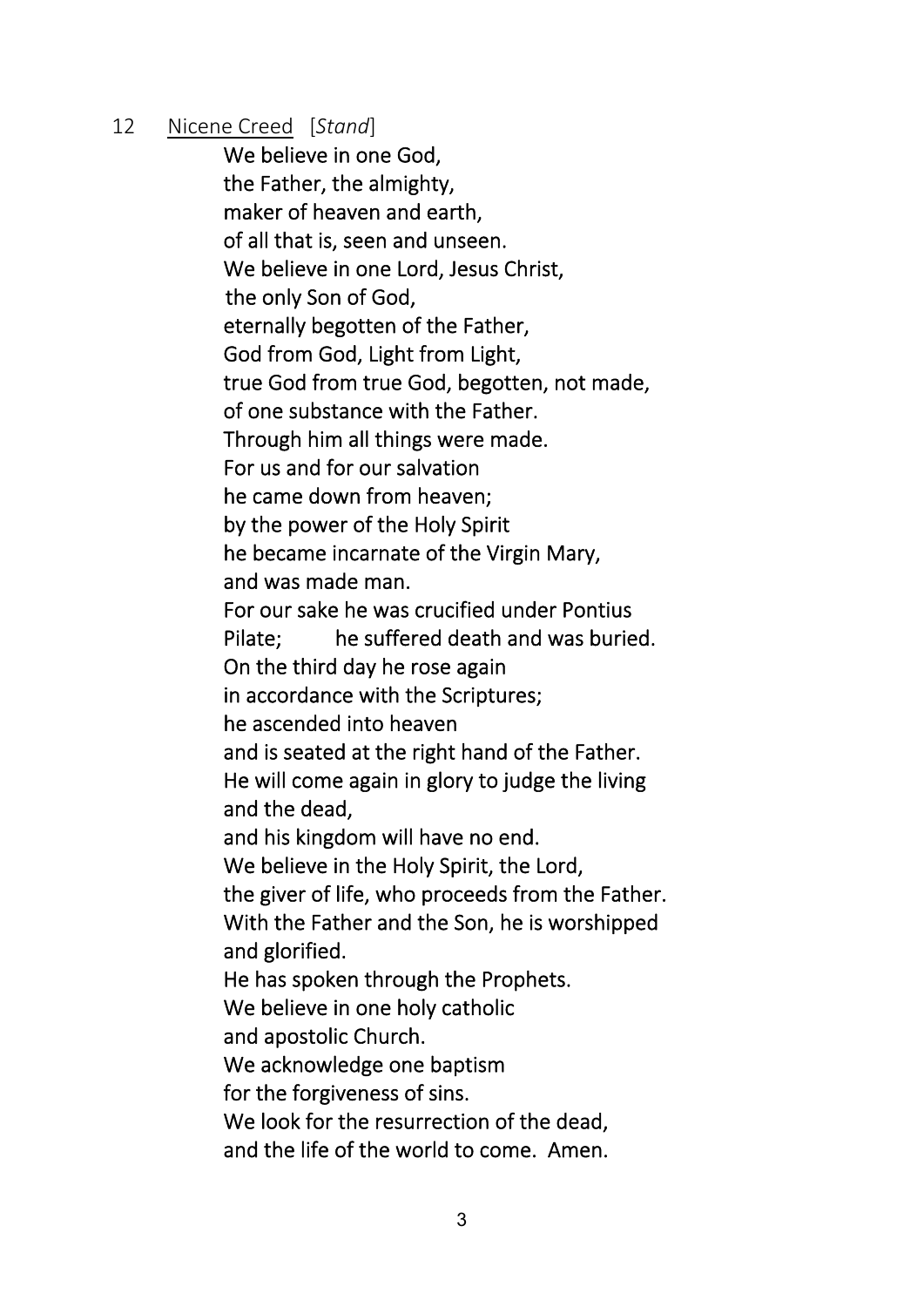12 Nicene Creed [*Stand*]

We believe in one God,
the Father, the almighty,
maker of heaven and earth,
of all that is, seen and unseen.
We believe in one Lord, Jesus Christ,
the only Son of God,
eternally begotten of the Father,
God from God, Light from Light,
true God from true God, begotten, not made,
of one substance with the Father.
Through him all things were made.
For us and for our salvation
he came down from heaven;
by the power of the Holy Spirit
he became incarnate of the Virgin Mary,
and was made man.
For our sake he was crucified under Pontius Pilate; he suffered death and was buried.
On the third day he rose again
in accordance with the Scriptures;
he ascended into heaven
and is seated at the right hand of the Father.
He will come again in glory to judge the living and the dead,
and his kingdom will have no end.
We believe in the Holy Spirit, the Lord,
the giver of life, who proceeds from the Father.
With the Father and the Son, he is worshipped and glorified.
He has spoken through the Prophets.
We believe in one holy catholic
and apostolic Church.
We acknowledge one baptism
for the forgiveness of sins.
We look for the resurrection of the dead,
and the life of the world to come. Amen.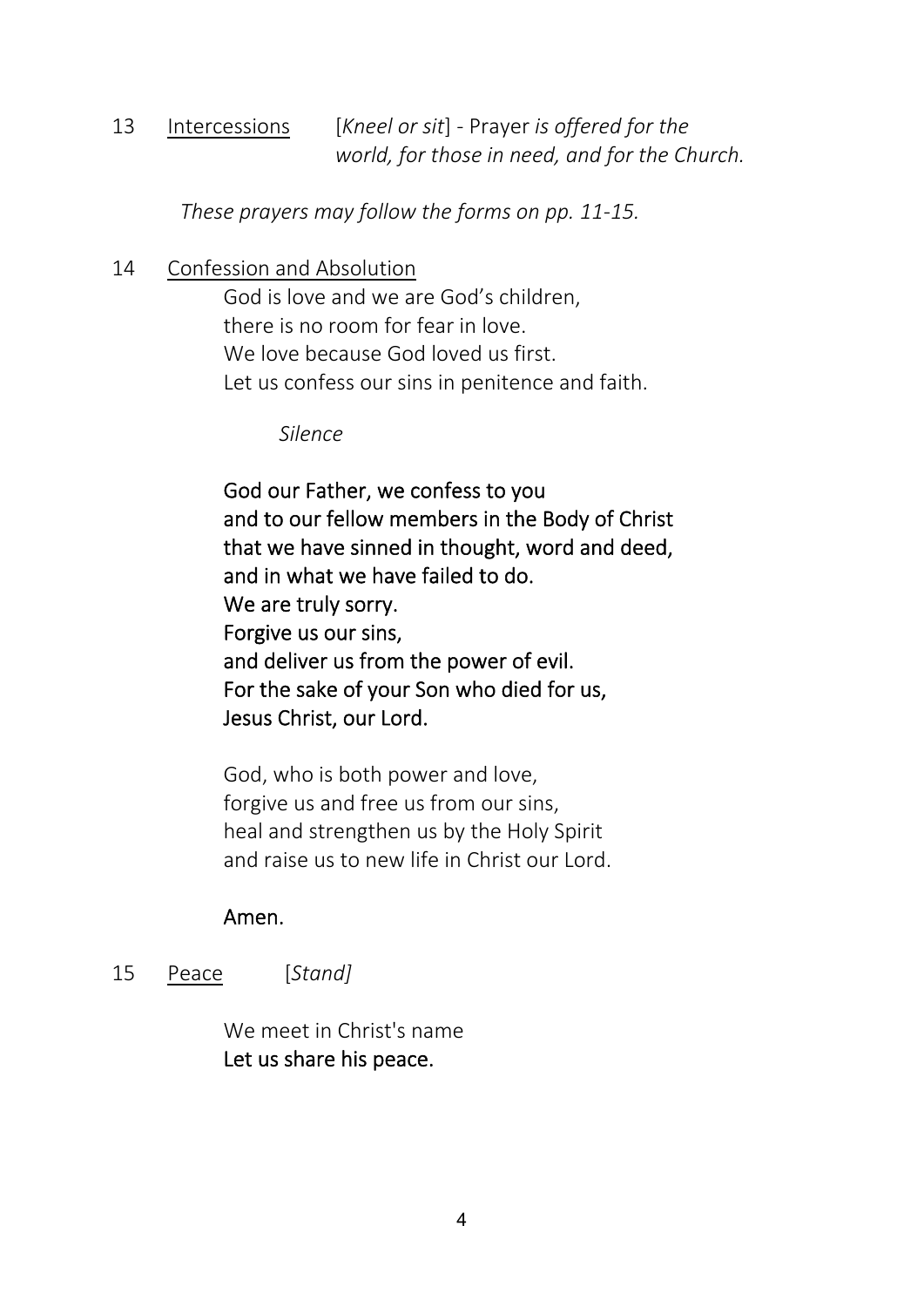13 Intercessions [*Kneel or sit*] - Prayer *is offered for the world, for those in need, and for the Church.*

*These prayers may follow the forms on pp. 11-15.*

14 Confession and Absolution

God is love and we are God's children,
there is no room for fear in love.
We love because God loved us first.
Let us confess our sins in penitence and faith.

*Silence*

**God our Father, we confess to you**
**and to our fellow members in the Body of Christ**
**that we have sinned in thought, word and deed,**
**and in what we have failed to do.**
**We are truly sorry.**
**Forgive us our sins,**
**and deliver us from the power of evil.**
**For the sake of your Son who died for us,**
**Jesus Christ, our Lord.**

God, who is both power and love,
forgive us and free us from our sins,
heal and strengthen us by the Holy Spirit
and raise us to new life in Christ our Lord.

**Amen.**

15 Peace [*Stand]*

We meet in Christ's name
**Let us share his peace.**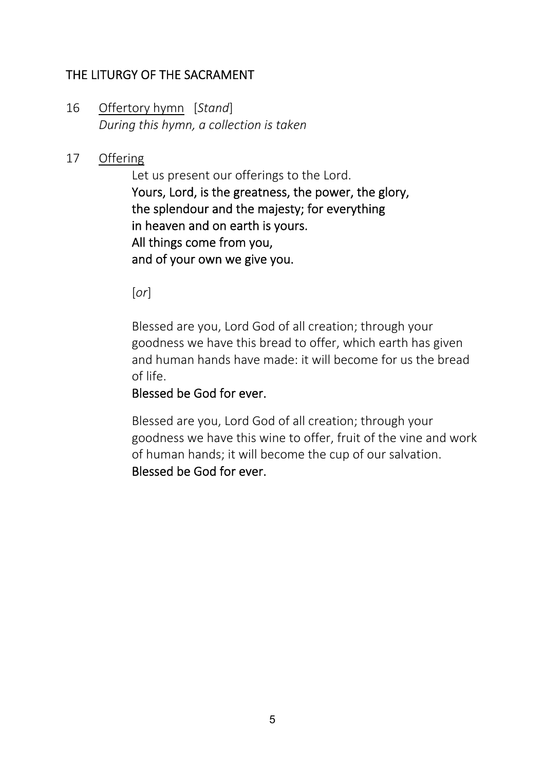## THE LITURGY OF THE SACRAMENT

16 Offertory hymn [*Stand*]
*During this hymn, a collection is taken*

17 Offering

Let us present our offerings to the Lord.
**Yours, Lord, is the greatness, the power, the glory,**
**the splendour and the majesty; for everything**
**in heaven and on earth is yours.**
**All things come from you,**
**and of your own we give you.**

[*or*]

Blessed are you, Lord God of all creation; through your goodness we have this bread to offer, which earth has given and human hands have made: it will become for us the bread of life.
**Blessed be God for ever.**

Blessed are you, Lord God of all creation; through your goodness we have this wine to offer, fruit of the vine and work of human hands; it will become the cup of our salvation.
**Blessed be God for ever.**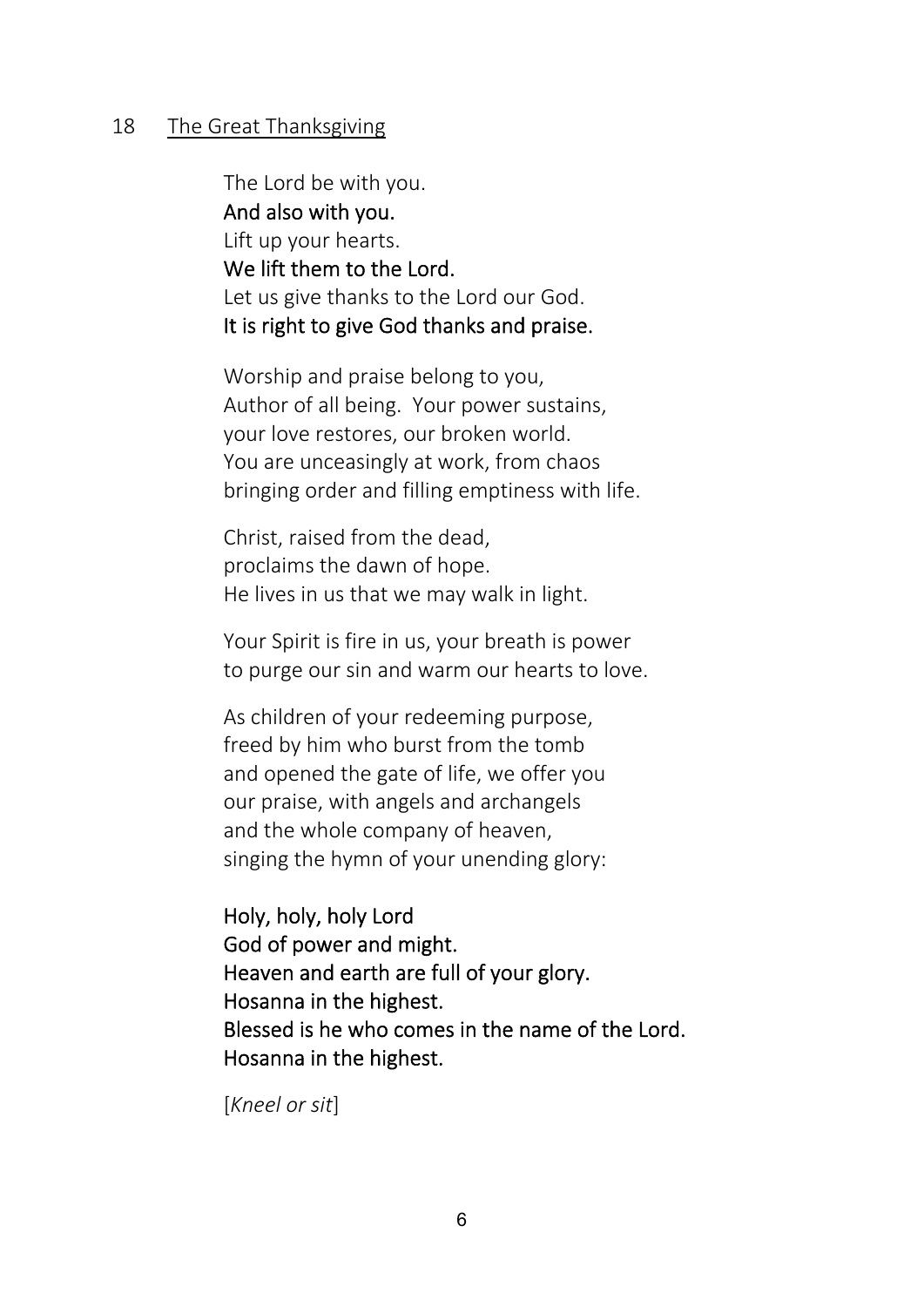## 18 The Great Thanksgiving

The Lord be with you.  
**And also with you.**  
Lift up your hearts.  
**We lift them to the Lord.**  
Let us give thanks to the Lord our God.  
**It is right to give God thanks and praise.**

Worship and praise belong to you,  
Author of all being. Your power sustains,  
your love restores, our broken world.  
You are unceasingly at work, from chaos  
bringing order and filling emptiness with life.

Christ, raised from the dead,  
proclaims the dawn of hope.  
He lives in us that we may walk in light.

Your Spirit is fire in us, your breath is power  
to purge our sin and warm our hearts to love.

As children of your redeeming purpose,  
freed by him who burst from the tomb  
and opened the gate of life, we offer you  
our praise, with angels and archangels  
and the whole company of heaven,  
singing the hymn of your unending glory:

**Holy, holy, holy Lord**  
**God of power and might.**  
**Heaven and earth are full of your glory.**  
**Hosanna in the highest.**  
**Blessed is he who comes in the name of the Lord.**  
**Hosanna in the highest.**

[*Kneel or sit*]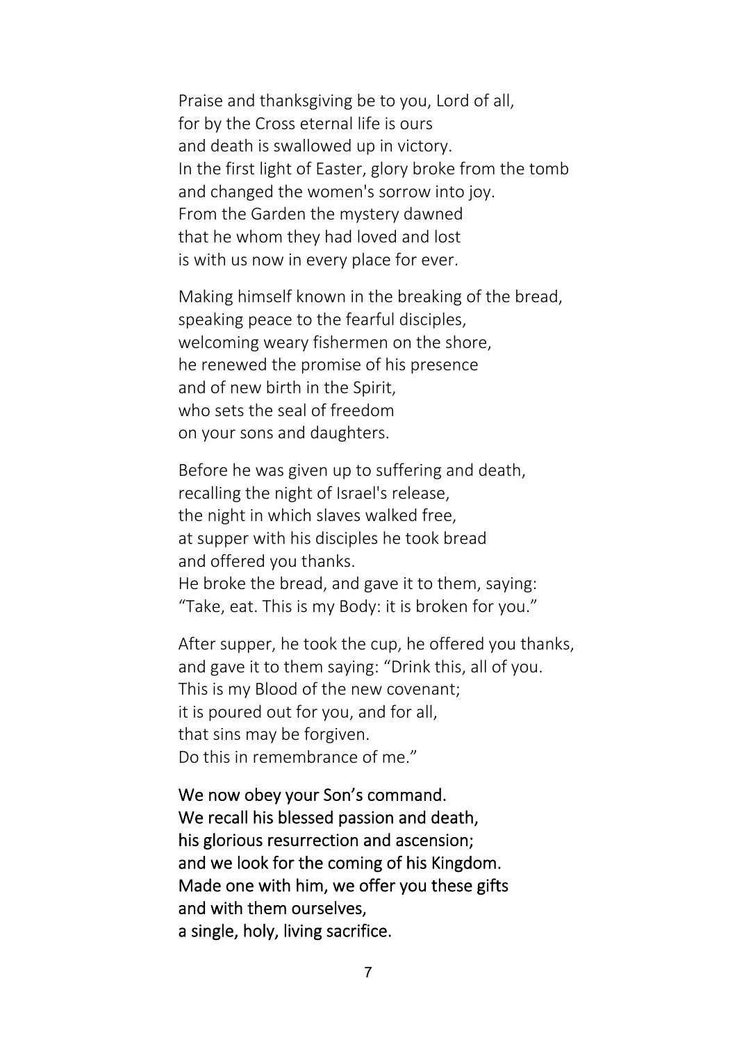Praise and thanksgiving be to you, Lord of all,
for by the Cross eternal life is ours
and death is swallowed up in victory.
In the first light of Easter, glory broke from the tomb
and changed the women's sorrow into joy.
From the Garden the mystery dawned
that he whom they had loved and lost
is with us now in every place for ever.

Making himself known in the breaking of the bread,
speaking peace to the fearful disciples,
welcoming weary fishermen on the shore,
he renewed the promise of his presence
and of new birth in the Spirit,
who sets the seal of freedom
on your sons and daughters.

Before he was given up to suffering and death,
recalling the night of Israel's release,
the night in which slaves walked free,
at supper with his disciples he took bread
and offered you thanks.
He broke the bread, and gave it to them, saying:
"Take, eat. This is my Body: it is broken for you."

After supper, he took the cup, he offered you thanks,
and gave it to them saying: "Drink this, all of you.
This is my Blood of the new covenant;
it is poured out for you, and for all,
that sins may be forgiven.
Do this in remembrance of me."

**We now obey your Son's command.**
**We recall his blessed passion and death,**
**his glorious resurrection and ascension;**
**and we look for the coming of his Kingdom.**
**Made one with him, we offer you these gifts**
**and with them ourselves,**
**a single, holy, living sacrifice.**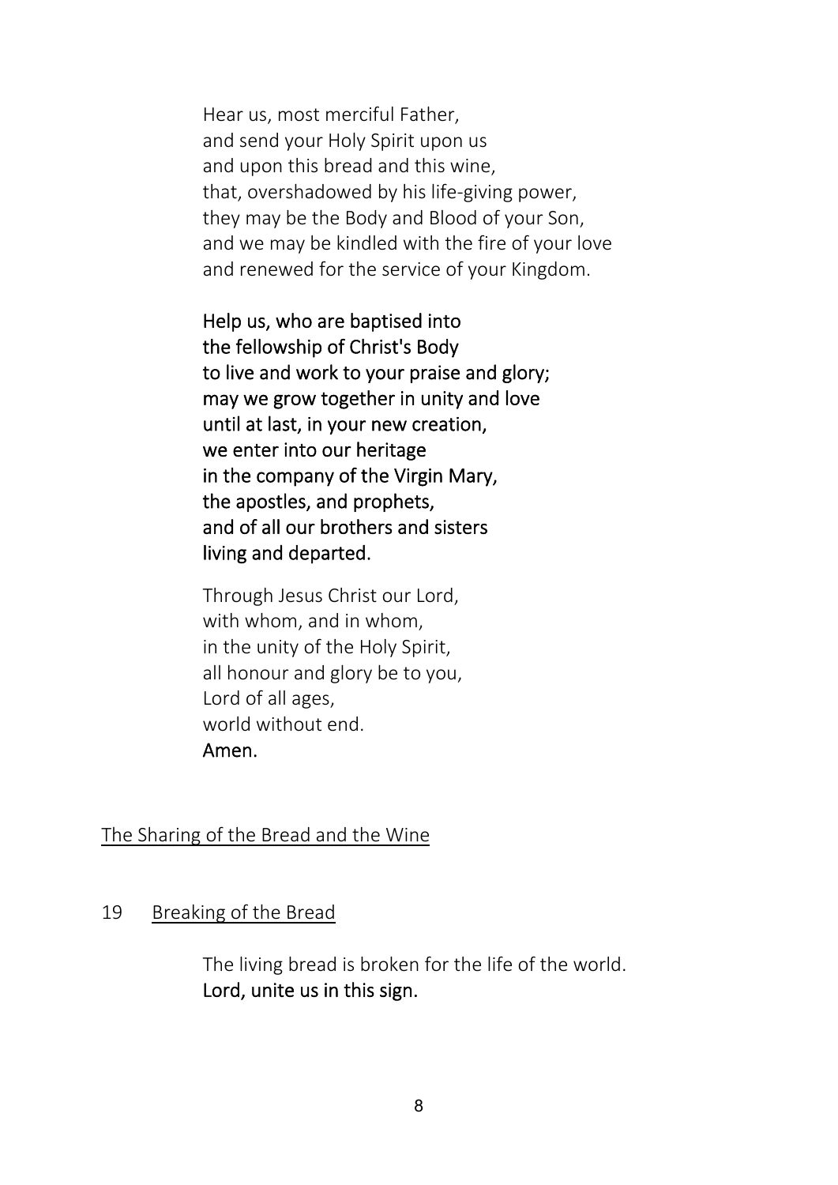Hear us, most merciful Father,
and send your Holy Spirit upon us
and upon this bread and this wine,
that, overshadowed by his life-giving power,
they may be the Body and Blood of your Son,
and we may be kindled with the fire of your love
and renewed for the service of your Kingdom.

**Help us, who are baptised into**
**the fellowship of Christ's Body**
**to live and work to your praise and glory;**
**may we grow together in unity and love**
**until at last, in your new creation,**
**we enter into our heritage**
**in the company of the Virgin Mary,**
**the apostles, and prophets,**
**and of all our brothers and sisters**
**living and departed.**

Through Jesus Christ our Lord,
with whom, and in whom,
in the unity of the Holy Spirit,
all honour and glory be to you,
Lord of all ages,
world without end.
**Amen.**

## The Sharing of the Bread and the Wine

### 19 Breaking of the Bread

The living bread is broken for the life of the world.
**Lord, unite us in this sign.**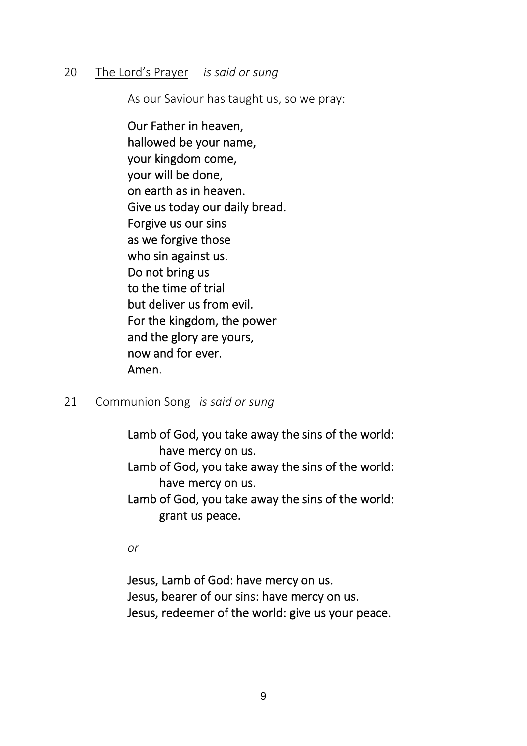20 <u>The Lord's Prayer</u> *is said or sung*

As our Saviour has taught us, so we pray:

**Our Father in heaven,**
**hallowed be your name,**
**your kingdom come,**
**your will be done,**
**on earth as in heaven.**
**Give us today our daily bread.**
**Forgive us our sins**
**as we forgive those**
**who sin against us.**
**Do not bring us**
**to the time of trial**
**but deliver us from evil.**
**For the kingdom, the power**
**and the glory are yours,**
**now and for ever.**
**Amen.**

21 <u>Communion Song</u> *is said or sung*

**Lamb of God, you take away the sins of the world:**
    **have mercy on us.**
**Lamb of God, you take away the sins of the world:**
    **have mercy on us.**
**Lamb of God, you take away the sins of the world:**
    **grant us peace.**

*or*

**Jesus, Lamb of God: have mercy on us.**
**Jesus, bearer of our sins: have mercy on us.**
**Jesus, redeemer of the world: give us your peace.**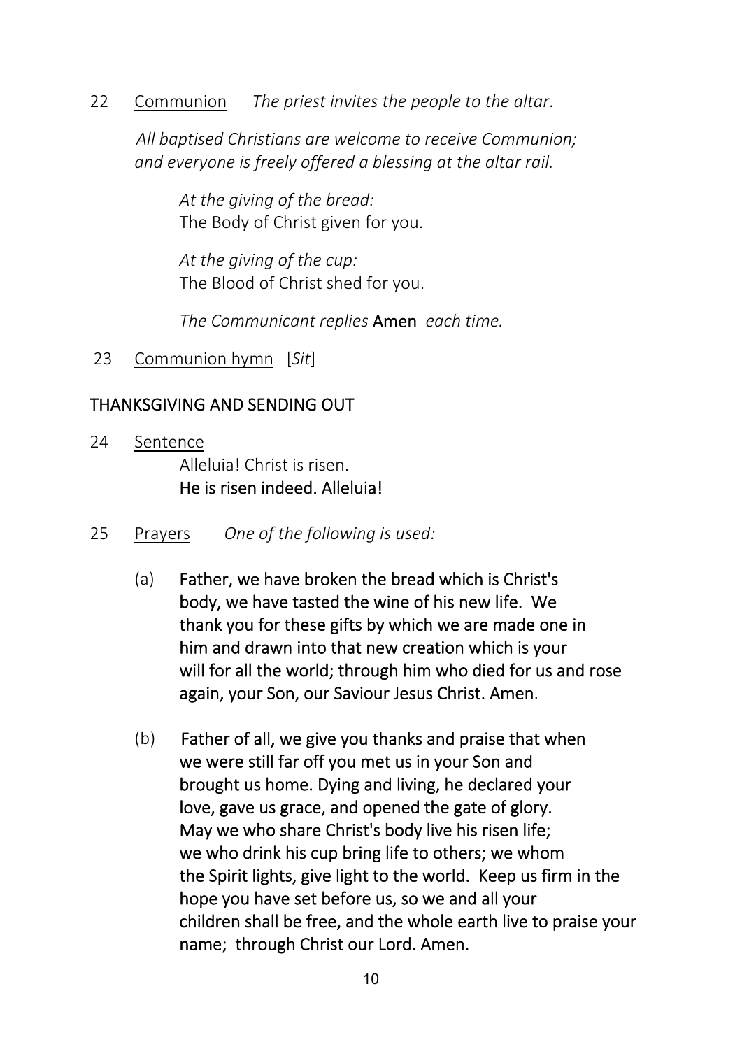22 Communion *The priest invites the people to the altar.*

*All baptised Christians are welcome to receive Communion; and everyone is freely offered a blessing at the altar rail.*

*At the giving of the bread:*
The Body of Christ given for you.

*At the giving of the cup:*
The Blood of Christ shed for you.

*The Communicant replies* **Amen** *each time.*

23 Communion hymn [*Sit*]

## THANKSGIVING AND SENDING OUT

24 Sentence

Alleluia! Christ is risen.
**He is risen indeed. Alleluia!**

25 Prayers *One of the following is used:*

(a) **Father, we have broken the bread which is Christ's body, we have tasted the wine of his new life. We thank you for these gifts by which we are made one in him and drawn into that new creation which is your will for all the world; through him who died for us and rose again, your Son, our Saviour Jesus Christ. Amen.**

(b) **Father of all, we give you thanks and praise that when we were still far off you met us in your Son and brought us home. Dying and living, he declared your love, gave us grace, and opened the gate of glory. May we who share Christ's body live his risen life; we who drink his cup bring life to others; we whom the Spirit lights, give light to the world. Keep us firm in the hope you have set before us, so we and all your children shall be free, and the whole earth live to praise your name; through Christ our Lord. Amen.**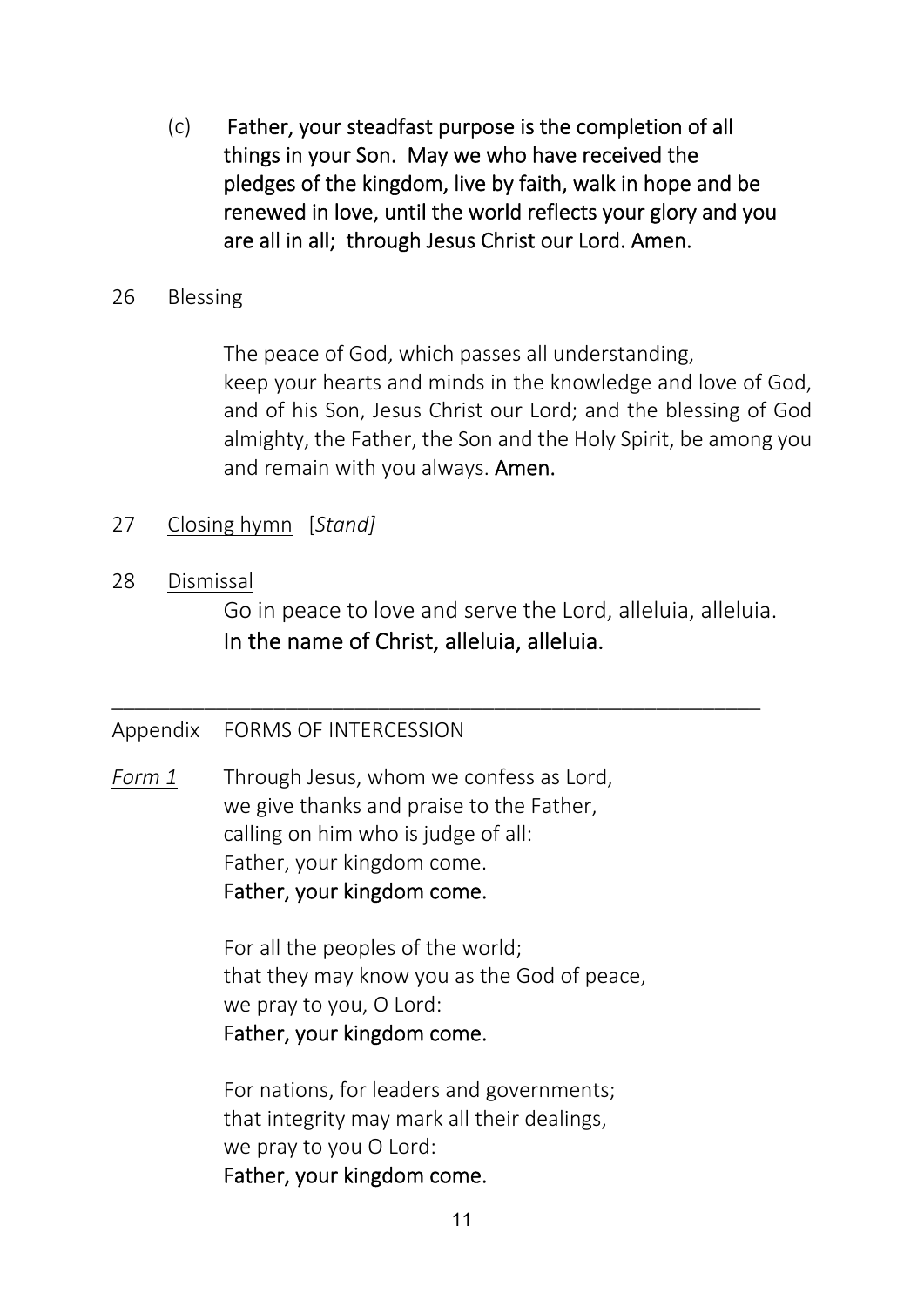(c) **Father, your steadfast purpose is the completion of all things in your Son. May we who have received the pledges of the kingdom, live by faith, walk in hope and be renewed in love, until the world reflects your glory and you are all in all; through Jesus Christ our Lord. Amen.**

26 Blessing

The peace of God, which passes all understanding, keep your hearts and minds in the knowledge and love of God, and of his Son, Jesus Christ our Lord; and the blessing of God almighty, the Father, the Son and the Holy Spirit, be among you and remain with you always. **Amen.**

27 Closing hymn [*Stand]*

28 Dismissal

Go in peace to love and serve the Lord, alleluia, alleluia.
**In the name of Christ, alleluia, alleluia.**

---

Appendix FORMS OF INTERCESSION

*Form 1* Through Jesus, whom we confess as Lord,
we give thanks and praise to the Father,
calling on him who is judge of all:
Father, your kingdom come.
**Father, your kingdom come.**

For all the peoples of the world;
that they may know you as the God of peace,
we pray to you, O Lord:
**Father, your kingdom come.**

For nations, for leaders and governments;
that integrity may mark all their dealings,
we pray to you O Lord:
**Father, your kingdom come.**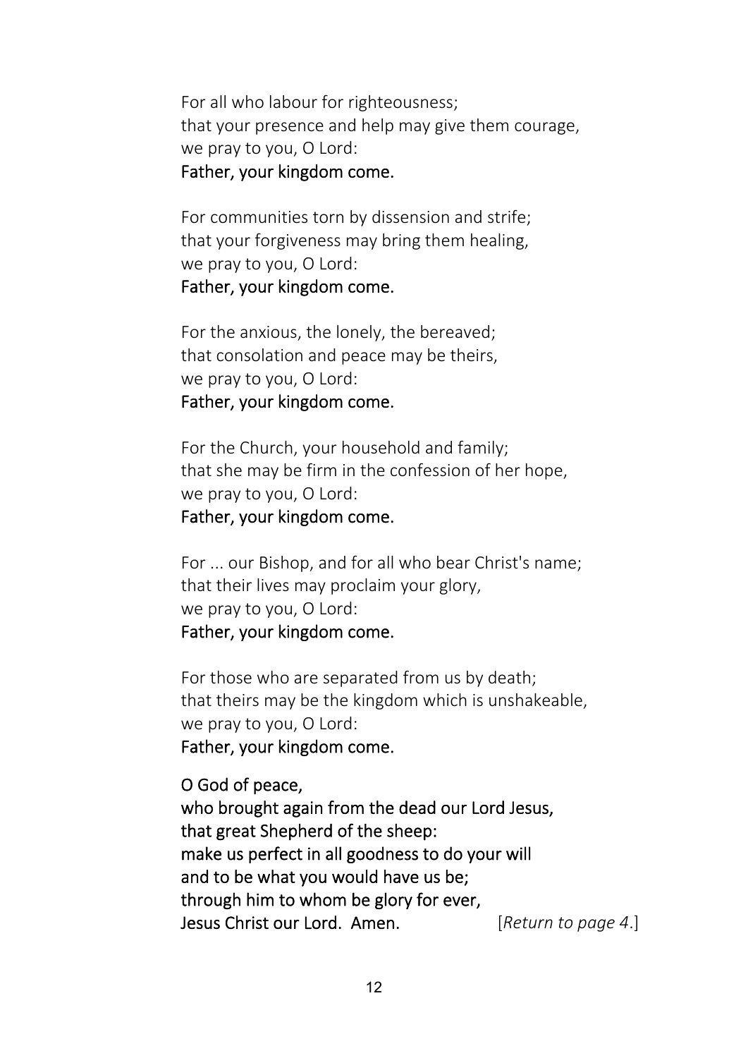For all who labour for righteousness;
that your presence and help may give them courage,
we pray to you, O Lord:
**Father, your kingdom come.**

For communities torn by dissension and strife;
that your forgiveness may bring them healing,
we pray to you, O Lord:
**Father, your kingdom come.**

For the anxious, the lonely, the bereaved;
that consolation and peace may be theirs,
we pray to you, O Lord:
**Father, your kingdom come.**

For the Church, your household and family;
that she may be firm in the confession of her hope,
we pray to you, O Lord:
**Father, your kingdom come.**

For ... our Bishop, and for all who bear Christ's name;
that their lives may proclaim your glory,
we pray to you, O Lord:
**Father, your kingdom come.**

For those who are separated from us by death;
that theirs may be the kingdom which is unshakeable,
we pray to you, O Lord:
**Father, your kingdom come.**

**O God of peace,**
**who brought again from the dead our Lord Jesus,**
**that great Shepherd of the sheep:**
**make us perfect in all goodness to do your will**
**and to be what you would have us be;**
**through him to whom be glory for ever,**
**Jesus Christ our Lord. Amen.** [*Return to page 4*.]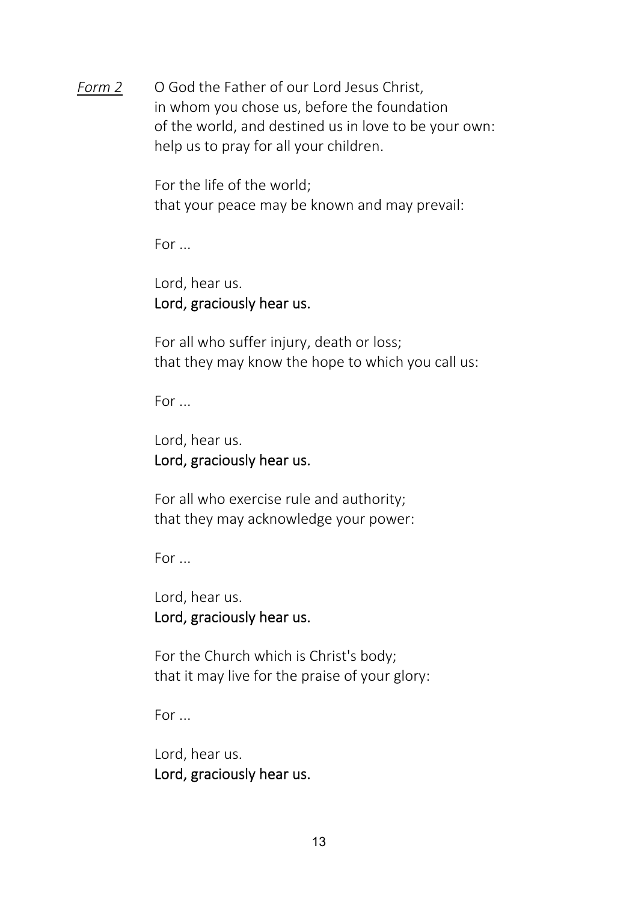*Form 2* O God the Father of our Lord Jesus Christ,
in whom you chose us, before the foundation
of the world, and destined us in love to be your own:
help us to pray for all your children.

For the life of the world;
that your peace may be known and may prevail:

For ...

Lord, hear us.
**Lord, graciously hear us.**

For all who suffer injury, death or loss;
that they may know the hope to which you call us:

For ...

Lord, hear us.
**Lord, graciously hear us.**

For all who exercise rule and authority;
that they may acknowledge your power:

For ...

Lord, hear us.
**Lord, graciously hear us.**

For the Church which is Christ's body;
that it may live for the praise of your glory:

For ...

Lord, hear us.
**Lord, graciously hear us.**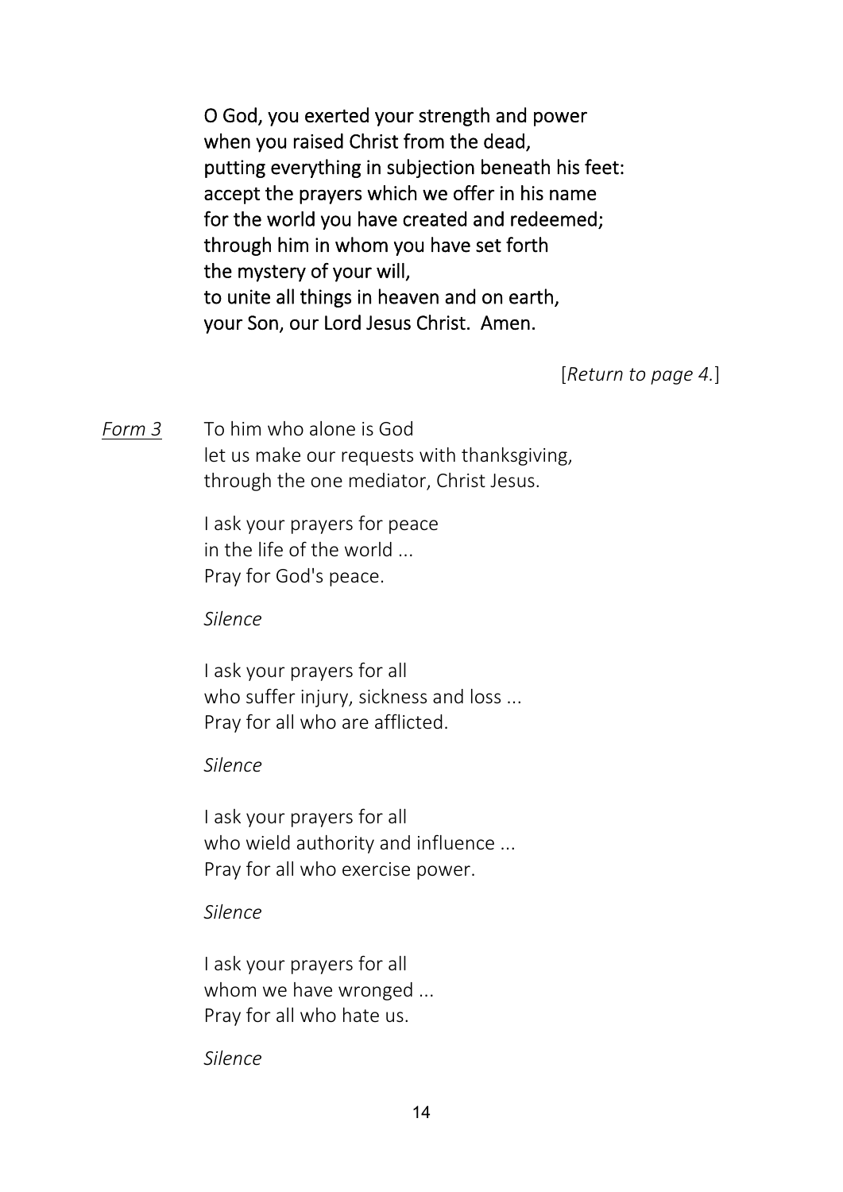**O God, you exerted your strength and power**
**when you raised Christ from the dead,**
**putting everything in subjection beneath his feet:**
**accept the prayers which we offer in his name**
**for the world you have created and redeemed;**
**through him in whom you have set forth**
**the mystery of your will,**
**to unite all things in heaven and on earth,**
**your Son, our Lord Jesus Christ. Amen.**

[*Return to page 4.*]

*Form 3*

To him who alone is God
let us make our requests with thanksgiving,
through the one mediator, Christ Jesus.

I ask your prayers for peace
in the life of the world ...
Pray for God's peace.

*Silence*

I ask your prayers for all
who suffer injury, sickness and loss ...
Pray for all who are afflicted.

*Silence*

I ask your prayers for all
who wield authority and influence ...
Pray for all who exercise power.

*Silence*

I ask your prayers for all
whom we have wronged ...
Pray for all who hate us.

*Silence*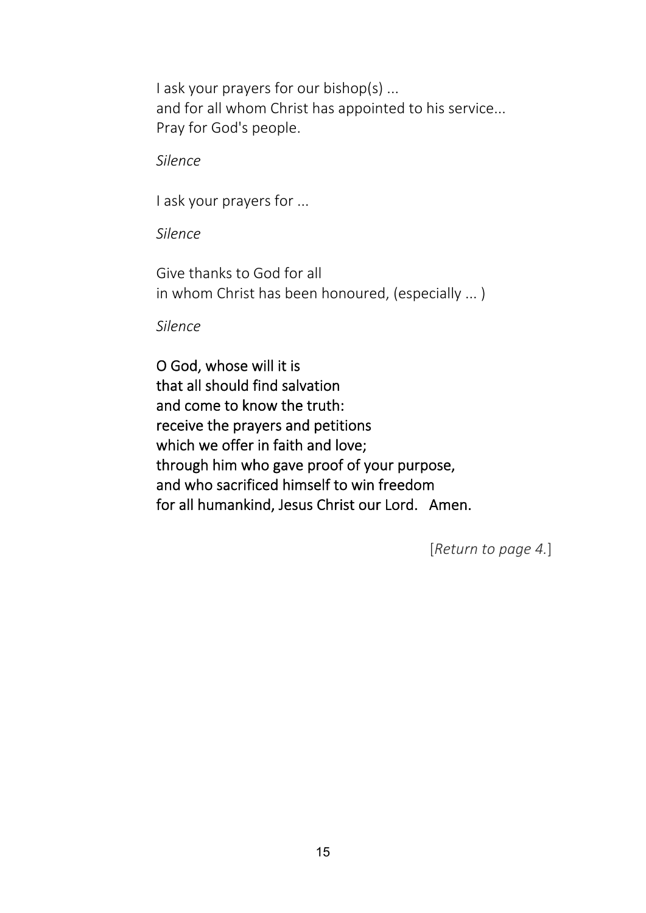I ask your prayers for our bishop(s) ...
and for all whom Christ has appointed to his service...
Pray for God's people.

*Silence*

I ask your prayers for ...

*Silence*

Give thanks to God for all
in whom Christ has been honoured, (especially ... )

*Silence*

**O God, whose will it is**
**that all should find salvation**
**and come to know the truth:**
**receive the prayers and petitions**
**which we offer in faith and love;**
**through him who gave proof of your purpose,**
**and who sacrificed himself to win freedom**
**for all humankind, Jesus Christ our Lord. Amen.**

[*Return to page 4.*]